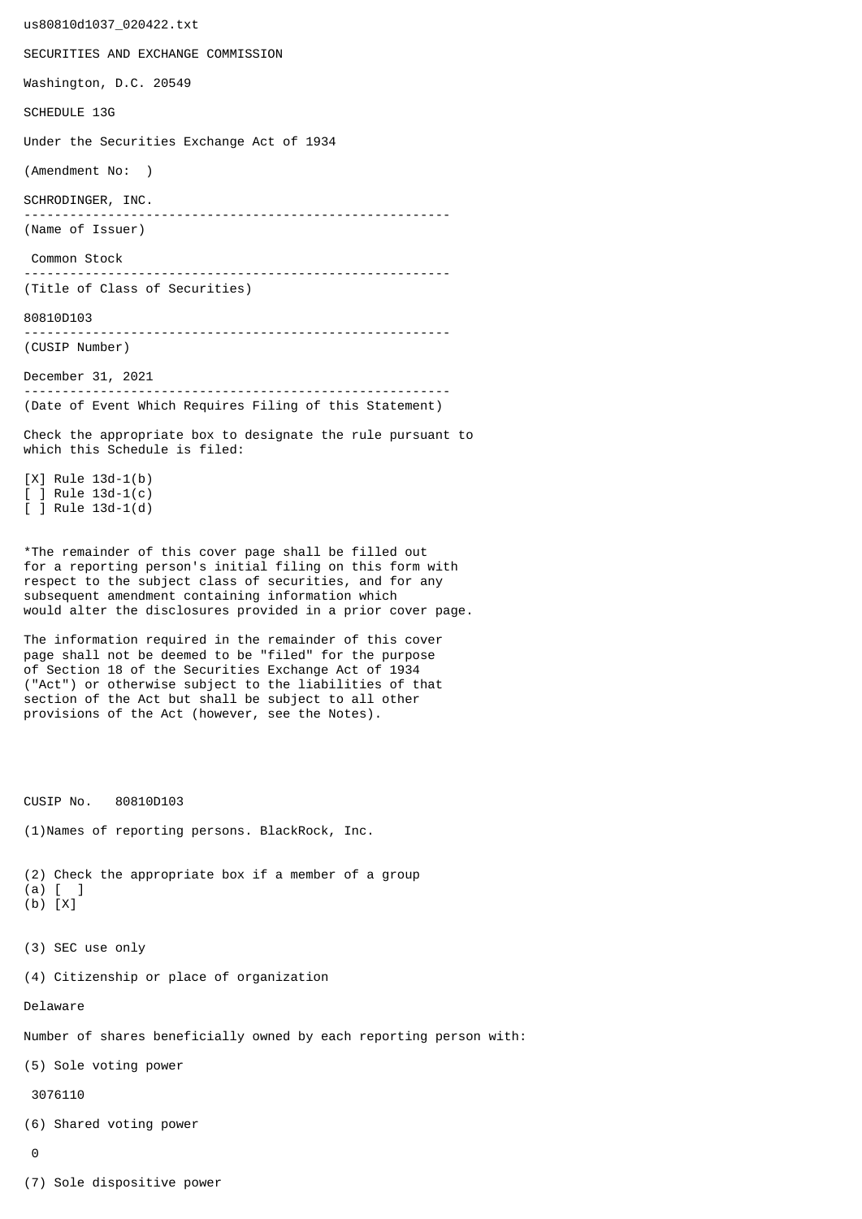us80810d1037_020422.txt

SECURITIES AND EXCHANGE COMMISSION

Washington, D.C. 20549

SCHEDULE 13G

Under the Securities Exchange Act of 1934

(Amendment No: )

SCHRODINGER, INC.

--------------------------------------------------------

(Name of Issuer)

Common Stock

--------------------------------------------------------

(Title of Class of Securities)

80810D103

--------------------------------------------------------

(CUSIP Number)

December 31, 2021

--------------------------------------------------------

(Date of Event Which Requires Filing of this Statement)

Check the appropriate box to designate the rule pursuant to which this Schedule is filed:

[X] Rule 13d-1(b)
[ ] Rule 13d-1(c)
[ ] Rule 13d-1(d)

*The remainder of this cover page shall be filled out for a reporting person's initial filing on this form with respect to the subject class of securities, and for any subsequent amendment containing information which would alter the disclosures provided in a prior cover page.

The information required in the remainder of this cover page shall not be deemed to be "filed" for the purpose of Section 18 of the Securities Exchange Act of 1934 ("Act") or otherwise subject to the liabilities of that section of the Act but shall be subject to all other provisions of the Act (however, see the Notes).

CUSIP No. 80810D103

(1)Names of reporting persons. BlackRock, Inc.

(2) Check the appropriate box if a member of a group
(a) [ ]
(b) [X]

(3) SEC use only

(4) Citizenship or place of organization

Delaware

Number of shares beneficially owned by each reporting person with:

(5) Sole voting power

3076110

(6) Shared voting power

0

(7) Sole dispositive power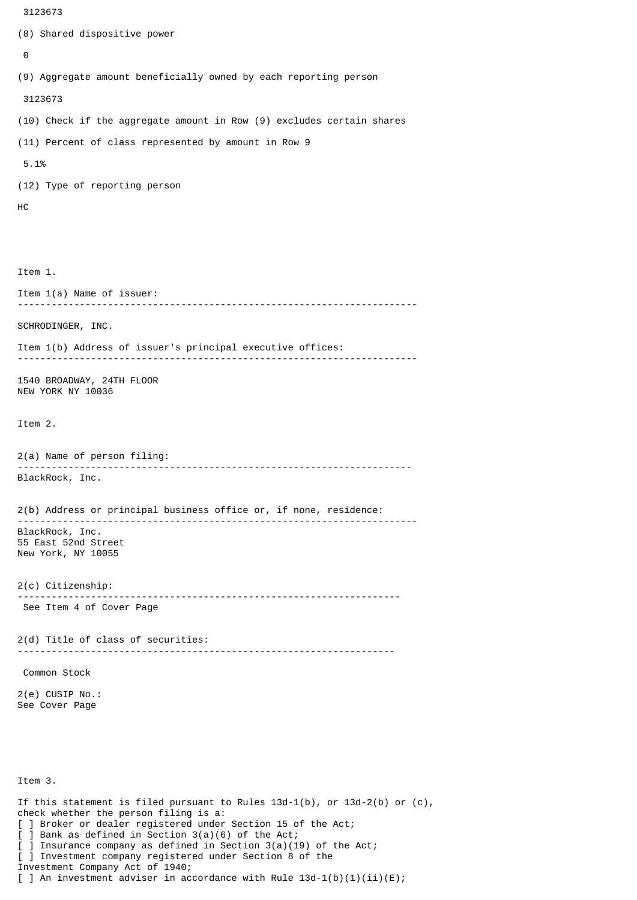3123673

(8) Shared dispositive power

0

(9) Aggregate amount beneficially owned by each reporting person

3123673

(10) Check if the aggregate amount in Row (9) excludes certain shares

(11) Percent of class represented by amount in Row 9

5.1%

(12) Type of reporting person

HC

Item 1.

Item 1(a) Name of issuer:

---

SCHRODINGER, INC.

Item 1(b) Address of issuer's principal executive offices:

---

1540 BROADWAY, 24TH FLOOR
NEW YORK NY 10036

Item 2.

2(a) Name of person filing:

---

BlackRock, Inc.

2(b) Address or principal business office or, if none, residence:

---

BlackRock, Inc.
55 East 52nd Street
New York, NY 10055

2(c) Citizenship:

---

See Item 4 of Cover Page

2(d) Title of class of securities:

---

Common Stock

2(e) CUSIP No.:
See Cover Page

Item 3.

If this statement is filed pursuant to Rules 13d-1(b), or 13d-2(b) or (c), check whether the person filing is a:
[ ] Broker or dealer registered under Section 15 of the Act;
[ ] Bank as defined in Section 3(a)(6) of the Act;
[ ] Insurance company as defined in Section 3(a)(19) of the Act;
[ ] Investment company registered under Section 8 of the Investment Company Act of 1940;
[ ] An investment adviser in accordance with Rule 13d-1(b)(1)(ii)(E);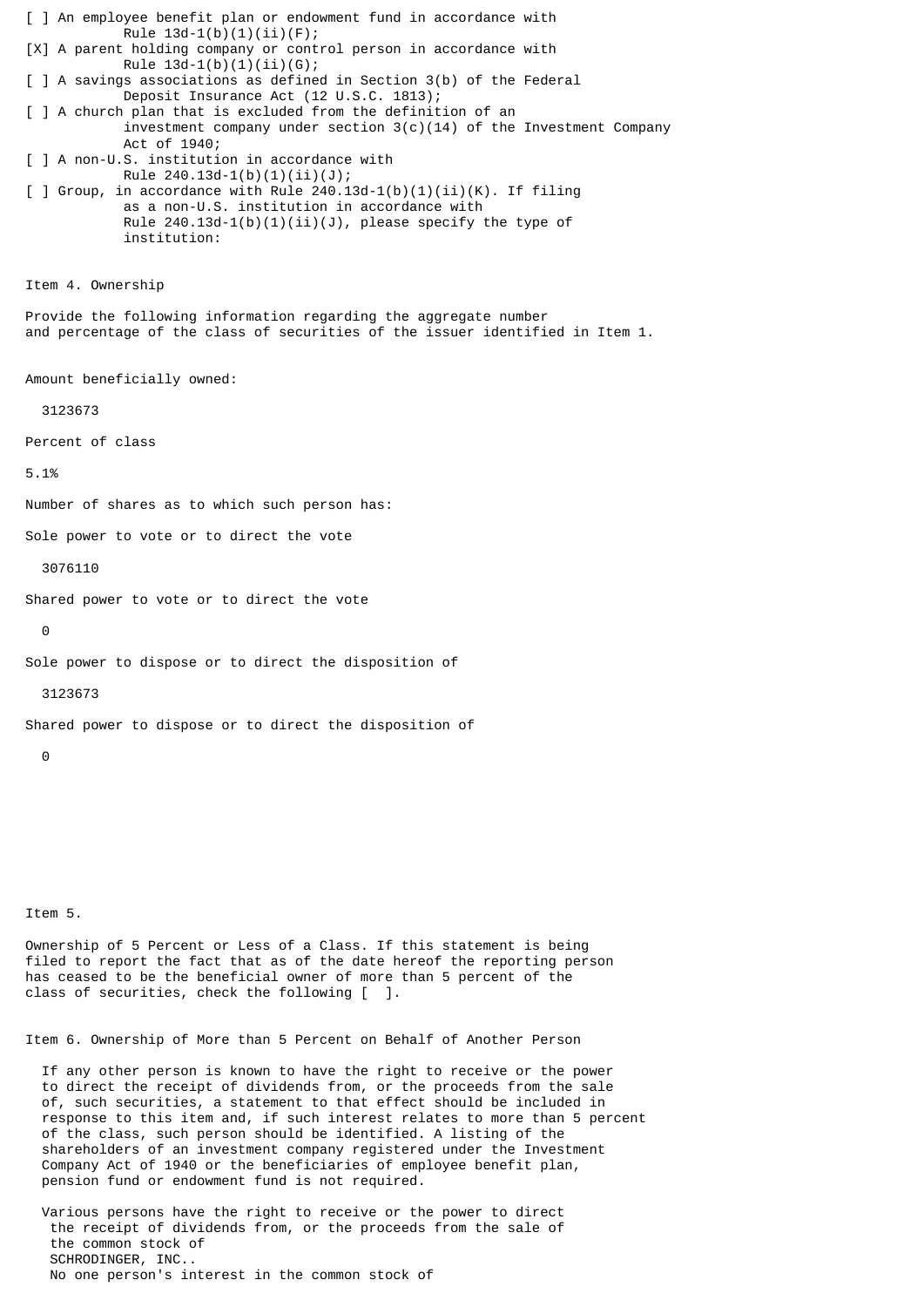[ ] An employee benefit plan or endowment fund in accordance with Rule 13d-1(b)(1)(ii)(F);

[X] A parent holding company or control person in accordance with Rule 13d-1(b)(1)(ii)(G);

[ ] A savings associations as defined in Section 3(b) of the Federal Deposit Insurance Act (12 U.S.C. 1813);

[ ] A church plan that is excluded from the definition of an investment company under section 3(c)(14) of the Investment Company Act of 1940;

[ ] A non-U.S. institution in accordance with Rule 240.13d-1(b)(1)(ii)(J);

[ ] Group, in accordance with Rule 240.13d-1(b)(1)(ii)(K). If filing as a non-U.S. institution in accordance with Rule 240.13d-1(b)(1)(ii)(J), please specify the type of institution:

Item 4. Ownership

Provide the following information regarding the aggregate number and percentage of the class of securities of the issuer identified in Item 1.

Amount beneficially owned:

3123673

Percent of class

5.1%

Number of shares as to which such person has:

Sole power to vote or to direct the vote

3076110

Shared power to vote or to direct the vote

0

Sole power to dispose or to direct the disposition of

3123673

Shared power to dispose or to direct the disposition of

0

Item 5.

Ownership of 5 Percent or Less of a Class. If this statement is being filed to report the fact that as of the date hereof the reporting person has ceased to be the beneficial owner of more than 5 percent of the class of securities, check the following [ ].

Item 6. Ownership of More than 5 Percent on Behalf of Another Person

If any other person is known to have the right to receive or the power to direct the receipt of dividends from, or the proceeds from the sale of, such securities, a statement to that effect should be included in response to this item and, if such interest relates to more than 5 percent of the class, such person should be identified. A listing of the shareholders of an investment company registered under the Investment Company Act of 1940 or the beneficiaries of employee benefit plan, pension fund or endowment fund is not required.

Various persons have the right to receive or the power to direct the receipt of dividends from, or the proceeds from the sale of the common stock of SCHRODINGER, INC..
No one person's interest in the common stock of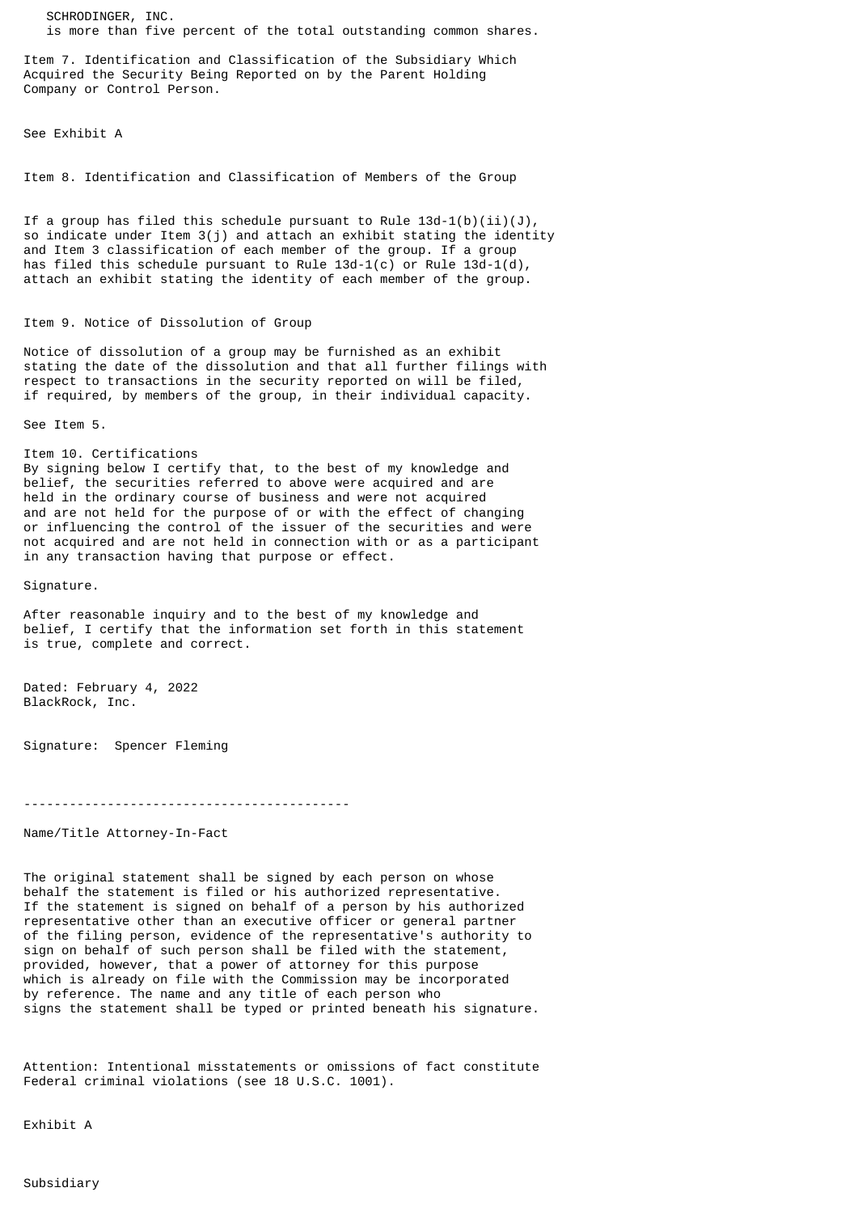SCHRODINGER, INC.
is more than five percent of the total outstanding common shares.

Item 7. Identification and Classification of the Subsidiary Which Acquired the Security Being Reported on by the Parent Holding Company or Control Person.

See Exhibit A

Item 8. Identification and Classification of Members of the Group

If a group has filed this schedule pursuant to Rule 13d-1(b)(ii)(J), so indicate under Item 3(j) and attach an exhibit stating the identity and Item 3 classification of each member of the group. If a group has filed this schedule pursuant to Rule 13d-1(c) or Rule 13d-1(d), attach an exhibit stating the identity of each member of the group.

Item 9. Notice of Dissolution of Group

Notice of dissolution of a group may be furnished as an exhibit stating the date of the dissolution and that all further filings with respect to transactions in the security reported on will be filed, if required, by members of the group, in their individual capacity.

See Item 5.

Item 10. Certifications
By signing below I certify that, to the best of my knowledge and belief, the securities referred to above were acquired and are held in the ordinary course of business and were not acquired and are not held for the purpose of or with the effect of changing or influencing the control of the issuer of the securities and were not acquired and are not held in connection with or as a participant in any transaction having that purpose or effect.

Signature.

After reasonable inquiry and to the best of my knowledge and belief, I certify that the information set forth in this statement is true, complete and correct.

Dated: February 4, 2022
BlackRock, Inc.

Signature: Spencer Fleming

-------------------------------------------

Name/Title Attorney-In-Fact

The original statement shall be signed by each person on whose behalf the statement is filed or his authorized representative. If the statement is signed on behalf of a person by his authorized representative other than an executive officer or general partner of the filing person, evidence of the representative's authority to sign on behalf of such person shall be filed with the statement, provided, however, that a power of attorney for this purpose which is already on file with the Commission may be incorporated by reference. The name and any title of each person who signs the statement shall be typed or printed beneath his signature.

Attention: Intentional misstatements or omissions of fact constitute Federal criminal violations (see 18 U.S.C. 1001).

Exhibit A

Subsidiary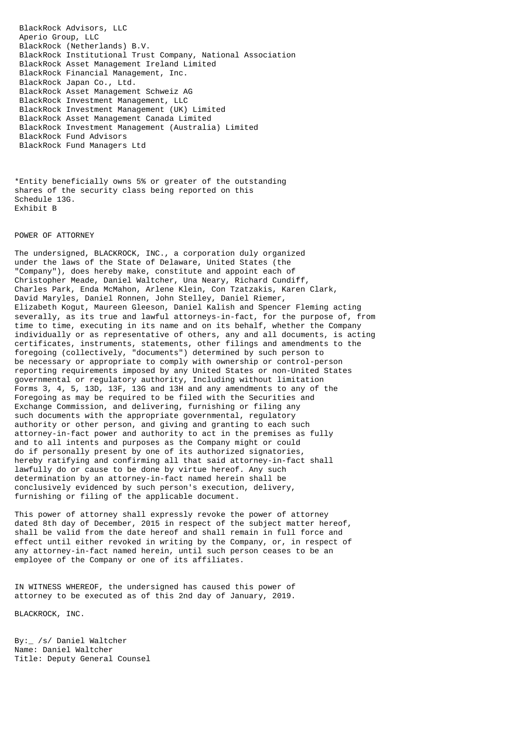BlackRock Advisors, LLC
Aperio Group, LLC
BlackRock (Netherlands) B.V.
BlackRock Institutional Trust Company, National Association
BlackRock Asset Management Ireland Limited
BlackRock Financial Management, Inc.
BlackRock Japan Co., Ltd.
BlackRock Asset Management Schweiz AG
BlackRock Investment Management, LLC
BlackRock Investment Management (UK) Limited
BlackRock Asset Management Canada Limited
BlackRock Investment Management (Australia) Limited
BlackRock Fund Advisors
BlackRock Fund Managers Ltd

*Entity beneficially owns 5% or greater of the outstanding shares of the security class being reported on this Schedule 13G.

Exhibit B

POWER OF ATTORNEY

The undersigned, BLACKROCK, INC., a corporation duly organized under the laws of the State of Delaware, United States (the "Company"), does hereby make, constitute and appoint each of Christopher Meade, Daniel Waltcher, Una Neary, Richard Cundiff, Charles Park, Enda McMahon, Arlene Klein, Con Tzatzakis, Karen Clark, David Maryles, Daniel Ronnen, John Stelley, Daniel Riemer, Elizabeth Kogut, Maureen Gleeson, Daniel Kalish and Spencer Fleming acting severally, as its true and lawful attorneys-in-fact, for the purpose of, from time to time, executing in its name and on its behalf, whether the Company individually or as representative of others, any and all documents, is acting certificates, instruments, statements, other filings and amendments to the foregoing (collectively, "documents") determined by such person to be necessary or appropriate to comply with ownership or control-person reporting requirements imposed by any United States or non-United States governmental or regulatory authority, Including without limitation Forms 3, 4, 5, 13D, 13F, 13G and 13H and any amendments to any of the Foregoing as may be required to be filed with the Securities and Exchange Commission, and delivering, furnishing or filing any such documents with the appropriate governmental, regulatory authority or other person, and giving and granting to each such attorney-in-fact power and authority to act in the premises as fully and to all intents and purposes as the Company might or could do if personally present by one of its authorized signatories, hereby ratifying and confirming all that said attorney-in-fact shall lawfully do or cause to be done by virtue hereof. Any such determination by an attorney-in-fact named herein shall be conclusively evidenced by such person's execution, delivery, furnishing or filing of the applicable document.

This power of attorney shall expressly revoke the power of attorney dated 8th day of December, 2015 in respect of the subject matter hereof, shall be valid from the date hereof and shall remain in full force and effect until either revoked in writing by the Company, or, in respect of any attorney-in-fact named herein, until such person ceases to be an employee of the Company or one of its affiliates.

IN WITNESS WHEREOF, the undersigned has caused this power of attorney to be executed as of this 2nd day of January, 2019.

BLACKROCK, INC.

By:_ /s/ Daniel Waltcher
Name: Daniel Waltcher
Title: Deputy General Counsel